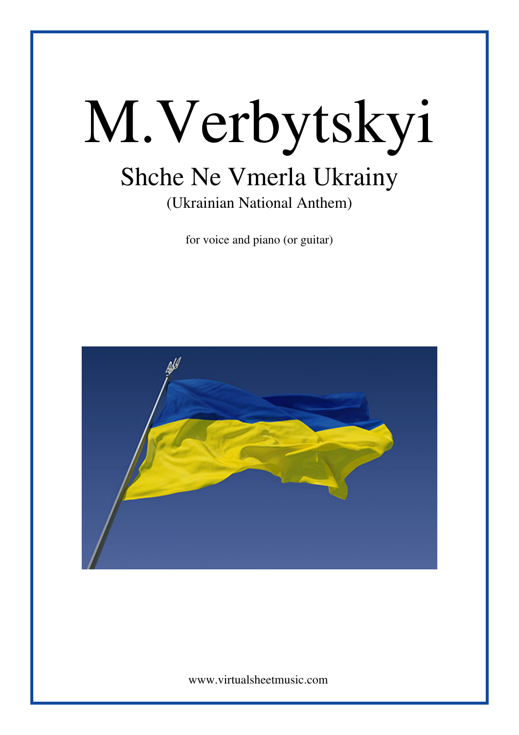# M.Verbytskyi

## Shche Ne Vmerla Ukrainy

(Ukrainian National Anthem)

for voice and piano (or guitar)

www.virtualsheetmusic.com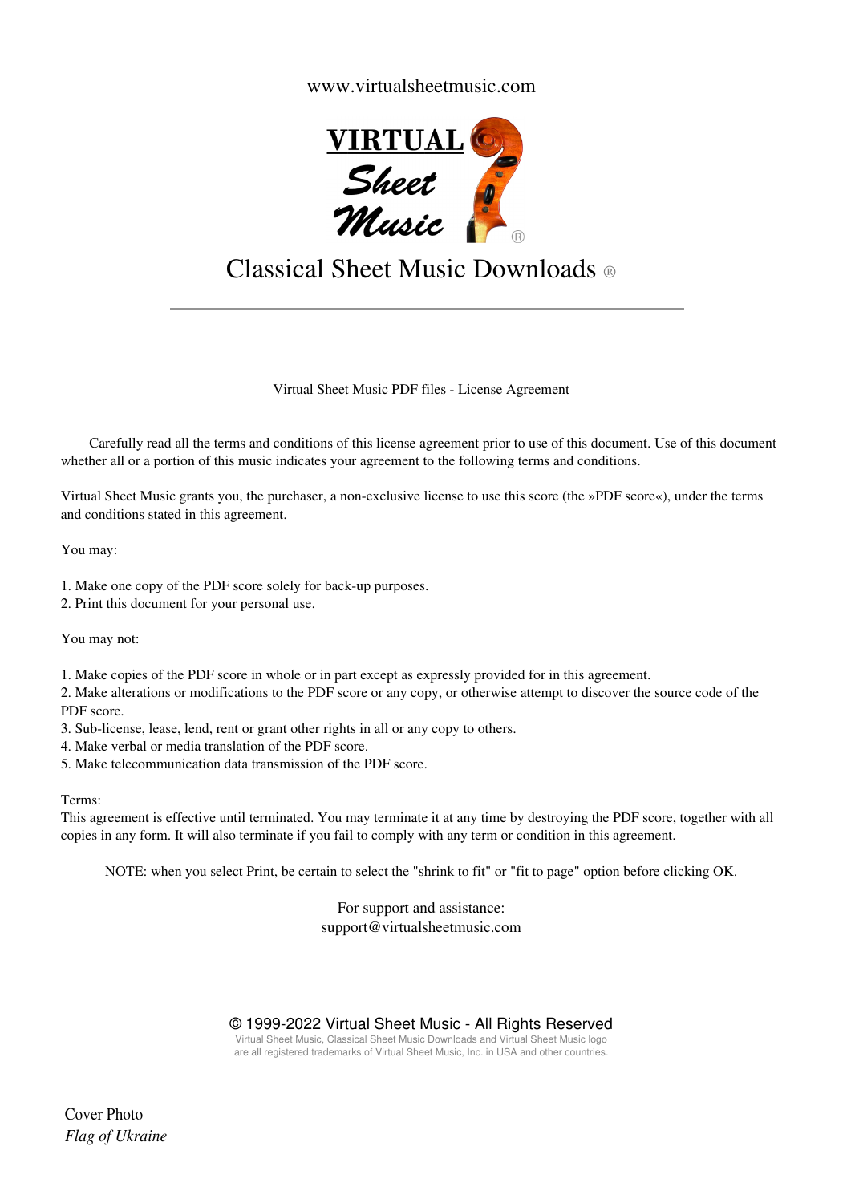www.virtualsheetmusic.com

VIRTUAL Sheet Music

Classical Sheet Music Downloads ®

---

Virtual Sheet Music PDF files - License Agreement

Carefully read all the terms and conditions of this license agreement prior to use of this document. Use of this document whether all or a portion of this music indicates your agreement to the following terms and conditions.

Virtual Sheet Music grants you, the purchaser, a non-exclusive license to use this score (the »PDF score«), under the terms and conditions stated in this agreement.

You may:

1. Make one copy of the PDF score solely for back-up purposes.
2. Print this document for your personal use.

You may not:

1. Make copies of the PDF score in whole or in part except as expressly provided for in this agreement.
2. Make alterations or modifications to the PDF score or any copy, or otherwise attempt to discover the source code of the PDF score.
3. Sub-license, lease, lend, rent or grant other rights in all or any copy to others.
4. Make verbal or media translation of the PDF score.
5. Make telecommunication data transmission of the PDF score.

Terms:
This agreement is effective until terminated. You may terminate it at any time by destroying the PDF score, together with all copies in any form. It will also terminate if you fail to comply with any term or condition in this agreement.

NOTE: when you select Print, be certain to select the "shrink to fit" or "fit to page" option before clicking OK.

For support and assistance:
support@virtualsheetmusic.com

© 1999-2022 Virtual Sheet Music - All Rights Reserved
Virtual Sheet Music, Classical Sheet Music Downloads and Virtual Sheet Music logo are all registered trademarks of Virtual Sheet Music, Inc. in USA and other countries.

Cover Photo
*Flag of Ukraine*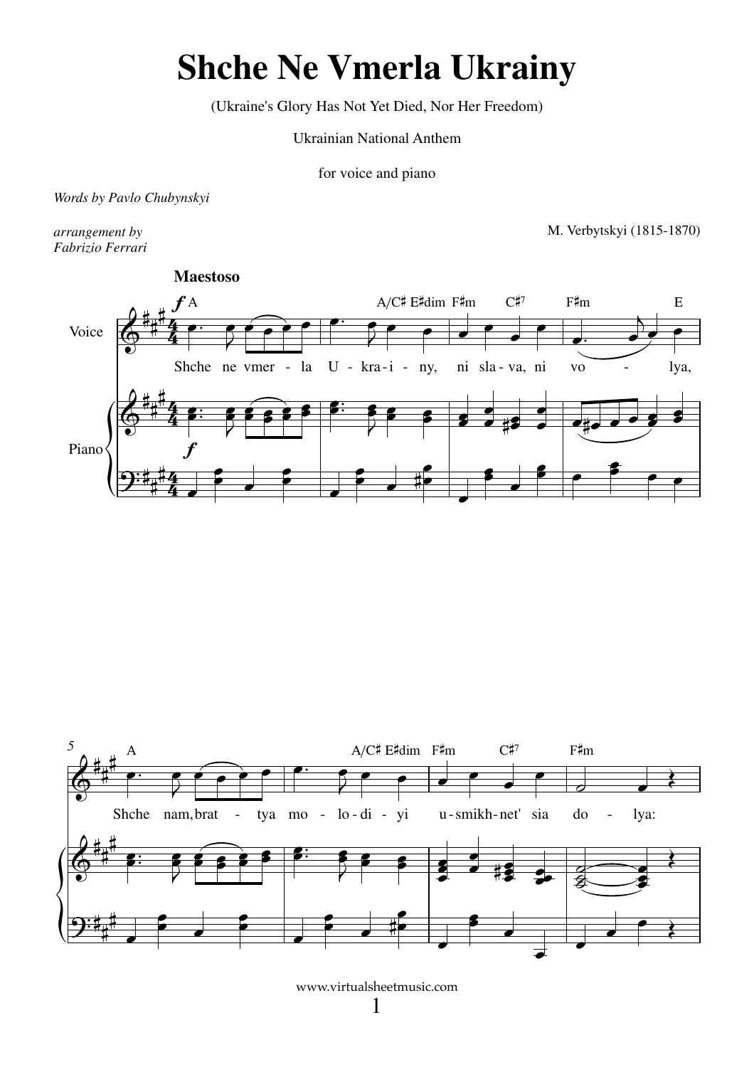# Shche Ne Vmerla Ukrainy

(Ukraine's Glory Has Not Yet Died, Nor Her Freedom)

Ukrainian National Anthem

for voice and piano

*Words by Pavlo Chubynskyi*

*arrangement by*
*Fabrizio Ferrari*

M. Verbytskyi (1815-1870)

www.virtualsheetmusic.com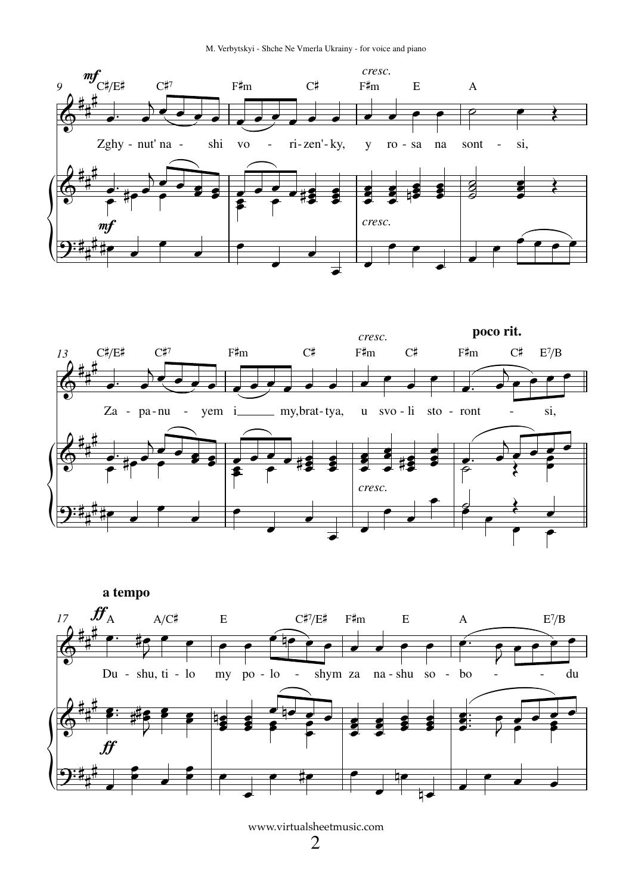Zghy - nut' na - shi vo - ri - zen' - ky, y ro - sa na sont - si,

Za - pa - nu - yem i my, brat - tya, u svo - li sto - ront - si,

**poco rit.**

**a tempo**

Du - shu, ti - lo my po - lo - shym za na - shu so - bo - du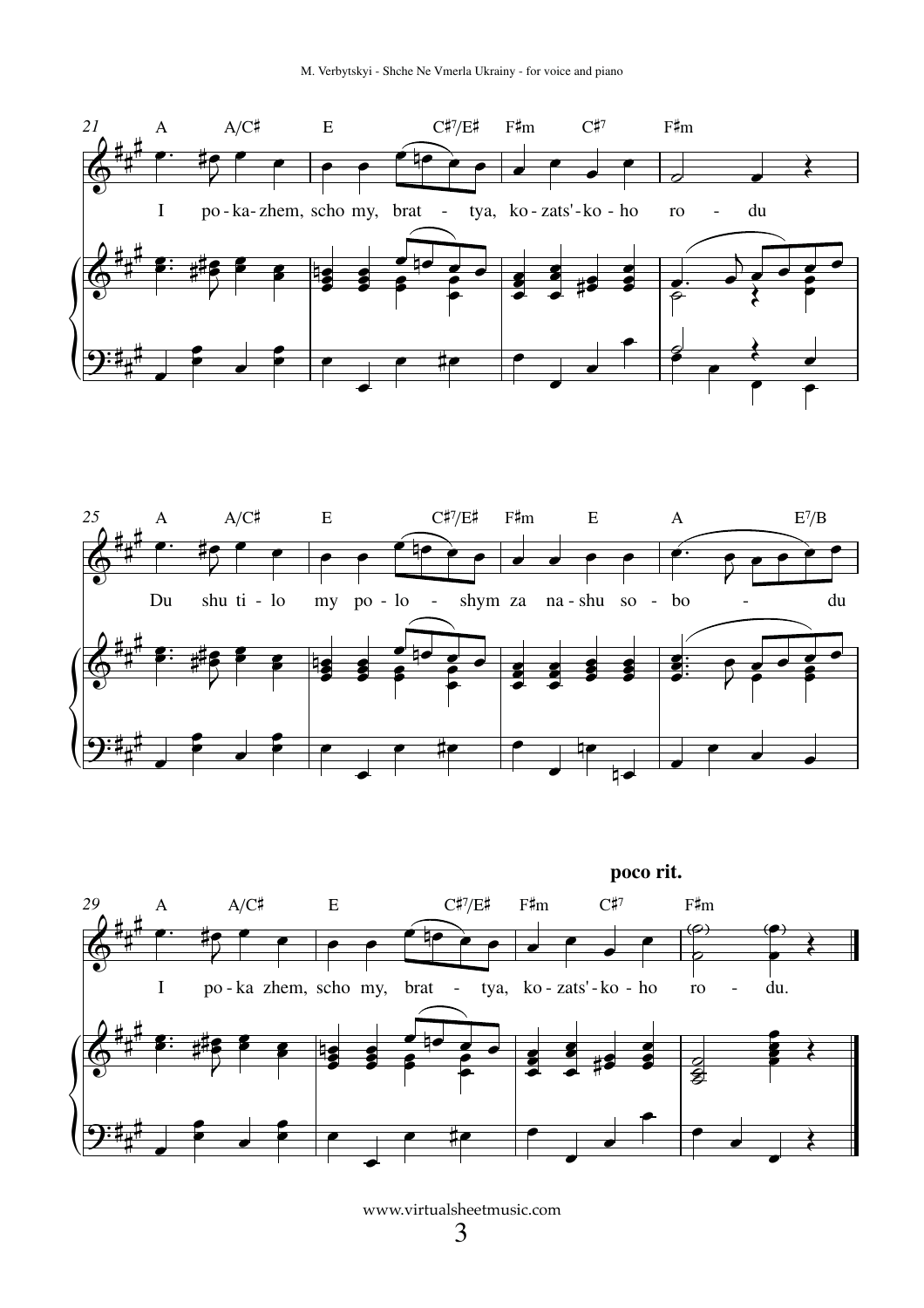poco rit.